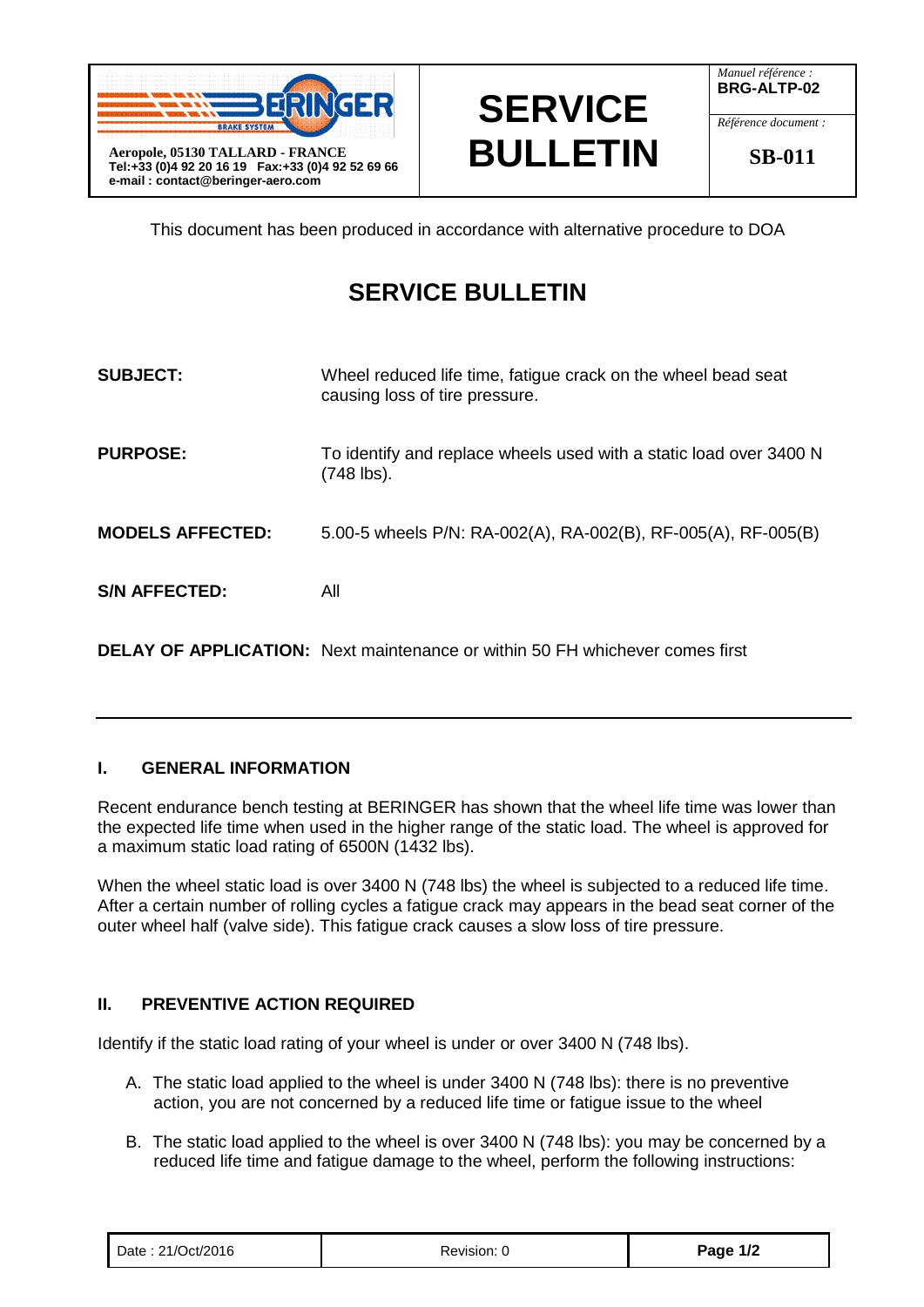| Aeropole, 05130 TALLARD - FRANCE<br>Tel:+33 (0)4 92 20 16 19 Fax:+33 (0)4 92 52 69 66<br>e-mail : contact@beringer-aero.com | **SERVICE BULLETIN** | *Manuel référence :* **BRG-ALTP-02**<br>*Référence document :* **SB-011** |
|---|---|---|

This document has been produced in accordance with alternative procedure to DOA

# SERVICE BULLETIN

**SUBJECT:** Wheel reduced life time, fatigue crack on the wheel bead seat causing loss of tire pressure.

**PURPOSE:** To identify and replace wheels used with a static load over 3400 N (748 lbs).

**MODELS AFFECTED:** 5.00-5 wheels P/N: RA-002(A), RA-002(B), RF-005(A), RF-005(B)

**S/N AFFECTED:** All

**DELAY OF APPLICATION:** Next maintenance or within 50 FH whichever comes first

---

## I. GENERAL INFORMATION

Recent endurance bench testing at BERINGER has shown that the wheel life time was lower than the expected life time when used in the higher range of the static load. The wheel is approved for a maximum static load rating of 6500N (1432 lbs).

When the wheel static load is over 3400 N (748 lbs) the wheel is subjected to a reduced life time. After a certain number of rolling cycles a fatigue crack may appears in the bead seat corner of the outer wheel half (valve side). This fatigue crack causes a slow loss of tire pressure.

## II. PREVENTIVE ACTION REQUIRED

Identify if the static load rating of your wheel is under or over 3400 N (748 lbs).

A. The static load applied to the wheel is under 3400 N (748 lbs): there is no preventive action, you are not concerned by a reduced life time or fatigue issue to the wheel

B. The static load applied to the wheel is over 3400 N (748 lbs): you may be concerned by a reduced life time and fatigue damage to the wheel, perform the following instructions:

| Date : 21/Oct/2016 | Revision: 0 |
|---|---|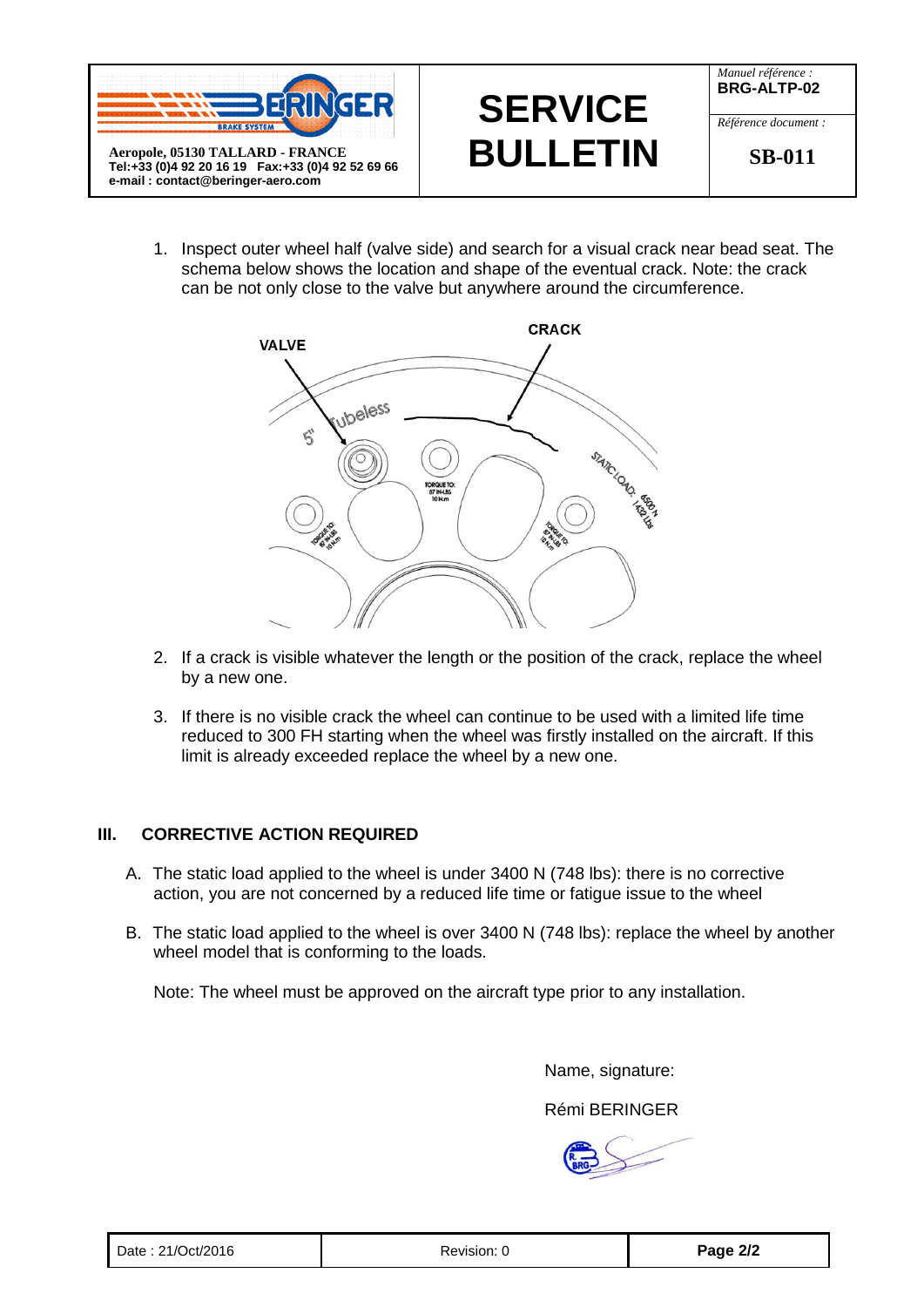1. Inspect outer wheel half (valve side) and search for a visual crack near bead seat. The schema below shows the location and shape of the eventual crack. Note: the crack can be not only close to the valve but anywhere around the circumference.

VALVE

CRACK

Tubeless

5"

TORQUE TO: 87 IN-LBS 10 N.m

STATIC LOAD: 6500 N 1432 Lbs

2. If a crack is visible whatever the length or the position of the crack, replace the wheel by a new one.

3. If there is no visible crack the wheel can continue to be used with a limited life time reduced to 300 FH starting when the wheel was firstly installed on the aircraft. If this limit is already exceeded replace the wheel by a new one.

## III. CORRECTIVE ACTION REQUIRED

A. The static load applied to the wheel is under 3400 N (748 lbs): there is no corrective action, you are not concerned by a reduced life time or fatigue issue to the wheel

B. The static load applied to the wheel is over 3400 N (748 lbs): replace the wheel by another wheel model that is conforming to the loads.

Note: The wheel must be approved on the aircraft type prior to any installation.

Name, signature:

Rémi BERINGER

| | | |
|---|---|---|
| Date : 21/Oct/2016 | Revision: 0 | **Page 2/2** |